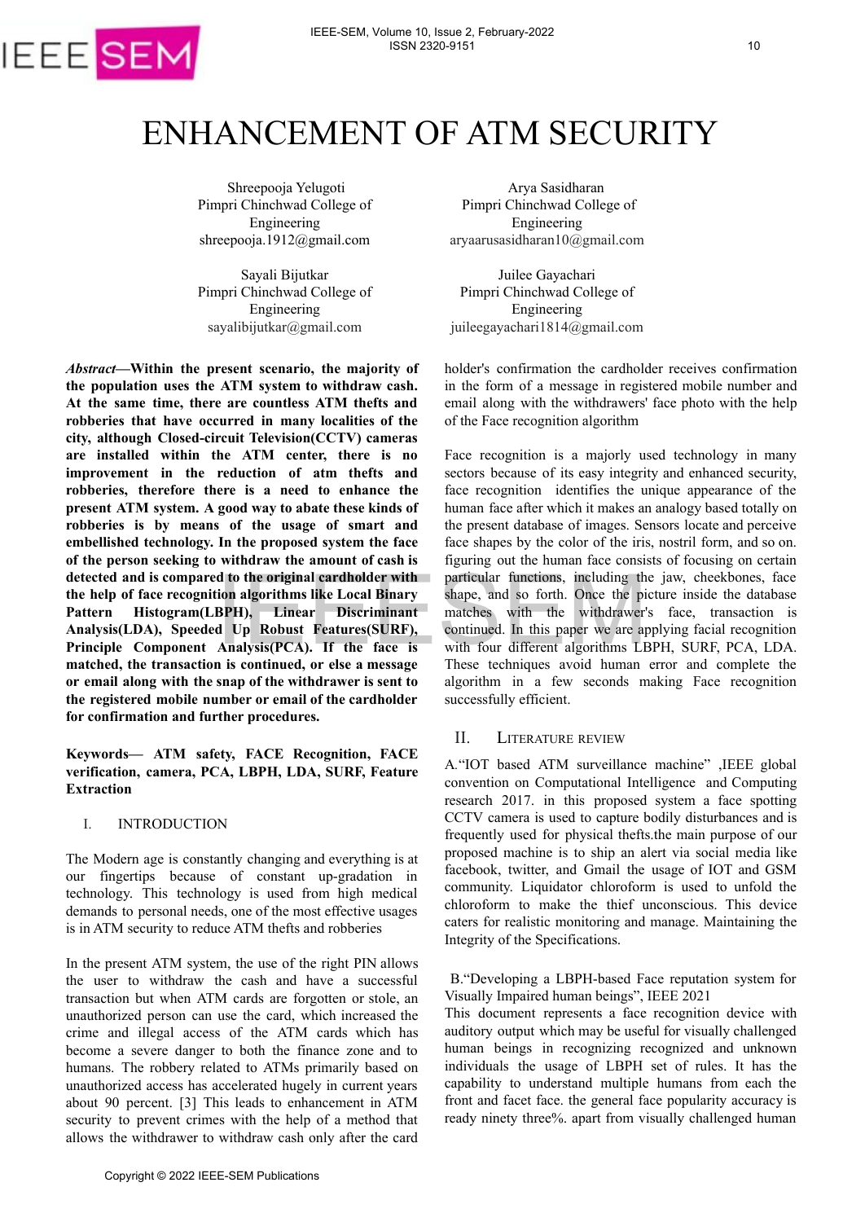# ENHANCEMENT OF ATM SECURITY

Shreepooja Yelugoti
Pimpri Chinchwad College of Engineering
shreepooja.1912@gmail.com

Arya Sasidharan
Pimpri Chinchwad College of Engineering
aryaarusasidharan10@gmail.com

Sayali Bijutkar
Pimpri Chinchwad College of Engineering
sayalibijutkar@gmail.com

Juilee Gayachari
Pimpri Chinchwad College of Engineering
juileegayachari1814@gmail.com

***Abstract*—Within the present scenario, the majority of the population uses the ATM system to withdraw cash. At the same time, there are countless ATM thefts and robberies that have occurred in many localities of the city, although Closed-circuit Television(CCTV) cameras are installed within the ATM center, there is no improvement in the reduction of atm thefts and robberies, therefore there is a need to enhance the present ATM system. A good way to abate these kinds of robberies is by means of the usage of smart and embellished technology. In the proposed system the face of the person seeking to withdraw the amount of cash is detected and is compared to the original cardholder with the help of face recognition algorithms like Local Binary Pattern Histogram(LBPH), Linear Discriminant Analysis(LDA), Speeded Up Robust Features(SURF), Principle Component Analysis(PCA). If the face is matched, the transaction is continued, or else a message or email along with the snap of the withdrawer is sent to the registered mobile number or email of the cardholder for confirmation and further procedures.**

**Keywords— ATM safety, FACE Recognition, FACE verification, camera, PCA, LBPH, LDA, SURF, Feature Extraction**

## I. INTRODUCTION

The Modern age is constantly changing and everything is at our fingertips because of constant up-gradation in technology. This technology is used from high medical demands to personal needs, one of the most effective usages is in ATM security to reduce ATM thefts and robberies

In the present ATM system, the use of the right PIN allows the user to withdraw the cash and have a successful transaction but when ATM cards are forgotten or stole, an unauthorized person can use the card, which increased the crime and illegal access of the ATM cards which has become a severe danger to both the finance zone and to humans. The robbery related to ATMs primarily based on unauthorized access has accelerated hugely in current years about 90 percent. [3] This leads to enhancement in ATM security to prevent crimes with the help of a method that allows the withdrawer to withdraw cash only after the card holder's confirmation the cardholder receives confirmation in the form of a message in registered mobile number and email along with the withdrawers' face photo with the help of the Face recognition algorithm

Face recognition is a majorly used technology in many sectors because of its easy integrity and enhanced security, face recognition identifies the unique appearance of the human face after which it makes an analogy based totally on the present database of images. Sensors locate and perceive face shapes by the color of the iris, nostril form, and so on. figuring out the human face consists of focusing on certain particular functions, including the jaw, cheekbones, face shape, and so forth. Once the picture inside the database matches with the withdrawer's face, transaction is continued. In this paper we are applying facial recognition with four different algorithms LBPH, SURF, PCA, LDA. These techniques avoid human error and complete the algorithm in a few seconds making Face recognition successfully efficient.

## II. LITERATURE REVIEW

A."IOT based ATM surveillance machine" ,IEEE global convention on Computational Intelligence and Computing research 2017. in this proposed system a face spotting CCTV camera is used to capture bodily disturbances and is frequently used for physical thefts.the main purpose of our proposed machine is to ship an alert via social media like facebook, twitter, and Gmail the usage of IOT and GSM community. Liquidator chloroform is used to unfold the chloroform to make the thief unconscious. This device caters for realistic monitoring and manage. Maintaining the Integrity of the Specifications.

B."Developing a LBPH-based Face reputation system for Visually Impaired human beings", IEEE 2021
This document represents a face recognition device with auditory output which may be useful for visually challenged human beings in recognizing recognized and unknown individuals the usage of LBPH set of rules. It has the capability to understand multiple humans from each the front and facet face. the general face popularity accuracy is ready ninety three%. apart from visually challenged human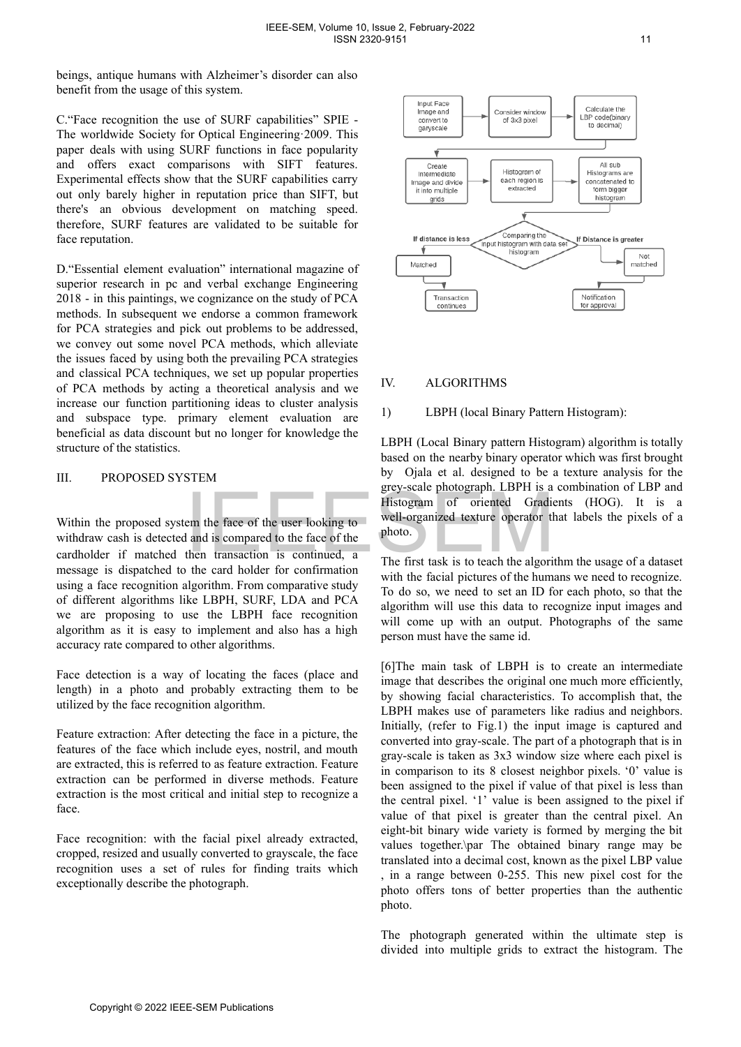beings, antique humans with Alzheimer's disorder can also benefit from the usage of this system.

C."Face recognition the use of SURF capabilities" SPIE - The worldwide Society for Optical Engineering·2009. This paper deals with using SURF functions in face popularity and offers exact comparisons with SIFT features. Experimental effects show that the SURF capabilities carry out only barely higher in reputation price than SIFT, but there's an obvious development on matching speed. therefore, SURF features are validated to be suitable for face reputation.

D."Essential element evaluation" international magazine of superior research in pc and verbal exchange Engineering 2018 - in this paintings, we cognizance on the study of PCA methods. In subsequent we endorse a common framework for PCA strategies and pick out problems to be addressed, we convey out some novel PCA methods, which alleviate the issues faced by using both the prevailing PCA strategies and classical PCA techniques, we set up popular properties of PCA methods by acting a theoretical analysis and we increase our function partitioning ideas to cluster analysis and subspace type. primary element evaluation are beneficial as data discount but no longer for knowledge the structure of the statistics.

## III. PROPOSED SYSTEM

Within the proposed system the face of the user looking to withdraw cash is detected and is compared to the face of the cardholder if matched then transaction is continued, a message is dispatched to the card holder for confirmation using a face recognition algorithm. From comparative study of different algorithms like LBPH, SURF, LDA and PCA we are proposing to use the LBPH face recognition algorithm as it is easy to implement and also has a high accuracy rate compared to other algorithms.

Face detection is a way of locating the faces (place and length) in a photo and probably extracting them to be utilized by the face recognition algorithm.

Feature extraction: After detecting the face in a picture, the features of the face which include eyes, nostril, and mouth are extracted, this is referred to as feature extraction. Feature extraction can be performed in diverse methods. Feature extraction is the most critical and initial step to recognize a face.

Face recognition: with the facial pixel already extracted, cropped, resized and usually converted to grayscale, the face recognition uses a set of rules for finding traits which exceptionally describe the photograph.

Input Face Image and convert to garyscale → Consider window of 3x3 pixel → Calculate the LBP code(binary to decimal) → Create intermediate image and divide it into multiple grids → Histogram of each region is extracted → All sub Histograms are concatenated to form bigger histogram → Comparing the input histogram with data set histogram → If distance is less: Matched → Transaction continues; If Distance is greater: Not matched → Notification for approval

## IV. ALGORITHMS

### 1) LBPH (local Binary Pattern Histogram):

LBPH (Local Binary pattern Histogram) algorithm is totally based on the nearby binary operator which was first brought by Ojala et al. designed to be a texture analysis for the grey-scale photograph. LBPH is a combination of LBP and Histogram of oriented Gradients (HOG). It is a well-organized texture operator that labels the pixels of a photo.

The first task is to teach the algorithm the usage of a dataset with the facial pictures of the humans we need to recognize. To do so, we need to set an ID for each photo, so that the algorithm will use this data to recognize input images and will come up with an output. Photographs of the same person must have the same id.

[6]The main task of LBPH is to create an intermediate image that describes the original one much more efficiently, by showing facial characteristics. To accomplish that, the LBPH makes use of parameters like radius and neighbors. Initially, (refer to Fig.1) the input image is captured and converted into gray-scale. The part of a photograph that is in gray-scale is taken as 3x3 window size where each pixel is in comparison to its 8 closest neighbor pixels. '0' value is been assigned to the pixel if value of that pixel is less than the central pixel. '1' value is been assigned to the pixel if value of that pixel is greater than the central pixel. An eight-bit binary wide variety is formed by merging the bit values together.\par The obtained binary range may be translated into a decimal cost, known as the pixel LBP value , in a range between 0-255. This new pixel cost for the photo offers tons of better properties than the authentic photo.

The photograph generated within the ultimate step is divided into multiple grids to extract the histogram. The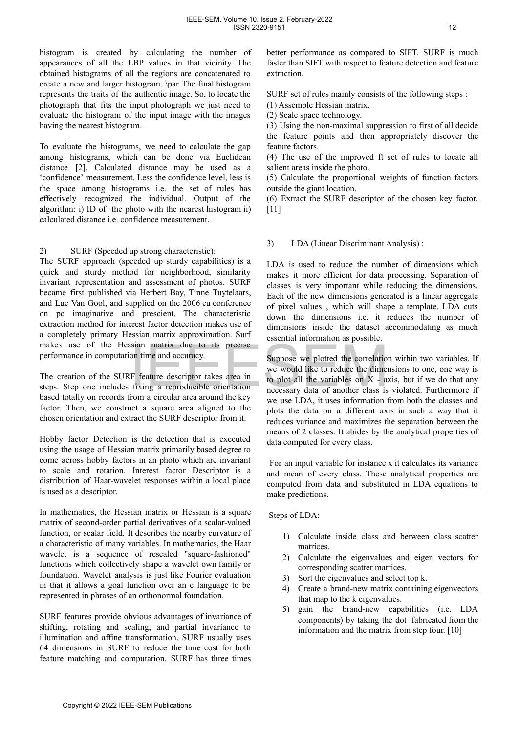histogram is created by calculating the number of appearances of all the LBP values in that vicinity. The obtained histograms of all the regions are concatenated to create a new and larger histogram. \par The final histogram represents the traits of the authentic image. So, to locate the photograph that fits the input photograph we just need to evaluate the histogram of the input image with the images having the nearest histogram.

To evaluate the histograms, we need to calculate the gap among histograms, which can be done via Euclidean distance [2]. Calculated distance may be used as a 'confidence' measurement. Less the confidence level, less is the space among histograms i.e. the set of rules has effectively recognized the individual. Output of the algorithm: i) ID of the photo with the nearest histogram ii) calculated distance i.e. confidence measurement.

2) SURF (Speeded up strong characteristic):

The SURF approach (speeded up sturdy capabilities) is a quick and sturdy method for neighborhood, similarity invariant representation and assessment of photos. SURF became first published via Herbert Bay, Tinne Tuytelaars, and Luc Van Gool, and supplied on the 2006 eu conference on pc imaginative and prescient. The characteristic extraction method for interest factor detection makes use of a completely primary Hessian matrix approximation. Surf makes use of the Hessian matrix due to its precise performance in computation time and accuracy.

The creation of the SURF feature descriptor takes area in steps. Step one includes fixing a reproducible orientation based totally on records from a circular area around the key factor. Then, we construct a square area aligned to the chosen orientation and extract the SURF descriptor from it.

Hobby factor Detection is the detection that is executed using the usage of Hessian matrix primarily based degree to come across hobby factors in an photo which are invariant to scale and rotation. Interest factor Descriptor is a distribution of Haar-wavelet responses within a local place is used as a descriptor.

In mathematics, the Hessian matrix or Hessian is a square matrix of second-order partial derivatives of a scalar-valued function, or scalar field. It describes the nearby curvature of a characteristic of many variables. In mathematics, the Haar wavelet is a sequence of rescaled "square-fashioned" functions which collectively shape a wavelet own family or foundation. Wavelet analysis is just like Fourier evaluation in that it allows a goal function over an c language to be represented in phrases of an orthonormal foundation.

SURF features provide obvious advantages of invariance of shifting, rotating and scaling, and partial invariance to illumination and affine transformation. SURF usually uses 64 dimensions in SURF to reduce the time cost for both feature matching and computation. SURF has three times better performance as compared to SIFT. SURF is much faster than SIFT with respect to feature detection and feature extraction.

SURF set of rules mainly consists of the following steps :

(1) Assemble Hessian matrix.

(2) Scale space technology.

(3) Using the non-maximal suppression to first of all decide the feature points and then appropriately discover the feature factors.

(4) The use of the improved ft set of rules to locate all salient areas inside the photo.

(5) Calculate the proportional weights of function factors outside the giant location.

(6) Extract the SURF descriptor of the chosen key factor. [11]

3) LDA (Linear Discriminant Analysis) :

LDA is used to reduce the number of dimensions which makes it more efficient for data processing. Separation of classes is very important while reducing the dimensions. Each of the new dimensions generated is a linear aggregate of pixel values , which will shape a template. LDA cuts down the dimensions i.e. it reduces the number of dimensions inside the dataset accommodating as much essential information as possible.

Suppose we plotted the correlation within two variables. If we would like to reduce the dimensions to one, one way is to plot all the variables on X - axis, but if we do that any necessary data of another class is violated. Furthermore if we use LDA, it uses information from both the classes and plots the data on a different axis in such a way that it reduces variance and maximizes the separation between the means of 2 classes. It abides by the analytical properties of data computed for every class.

For an input variable for instance x it calculates its variance and mean of every class. These analytical properties are computed from data and substituted in LDA equations to make predictions.

Steps of LDA:

1) Calculate inside class and between class scatter matrices.
2) Calculate the eigenvalues and eigen vectors for corresponding scatter matrices.
3) Sort the eigenvalues and select top k.
4) Create a brand-new matrix containing eigenvectors that map to the k eigenvalues.
5) gain the brand-new capabilities (i.e. LDA components) by taking the dot fabricated from the information and the matrix from step four. [10]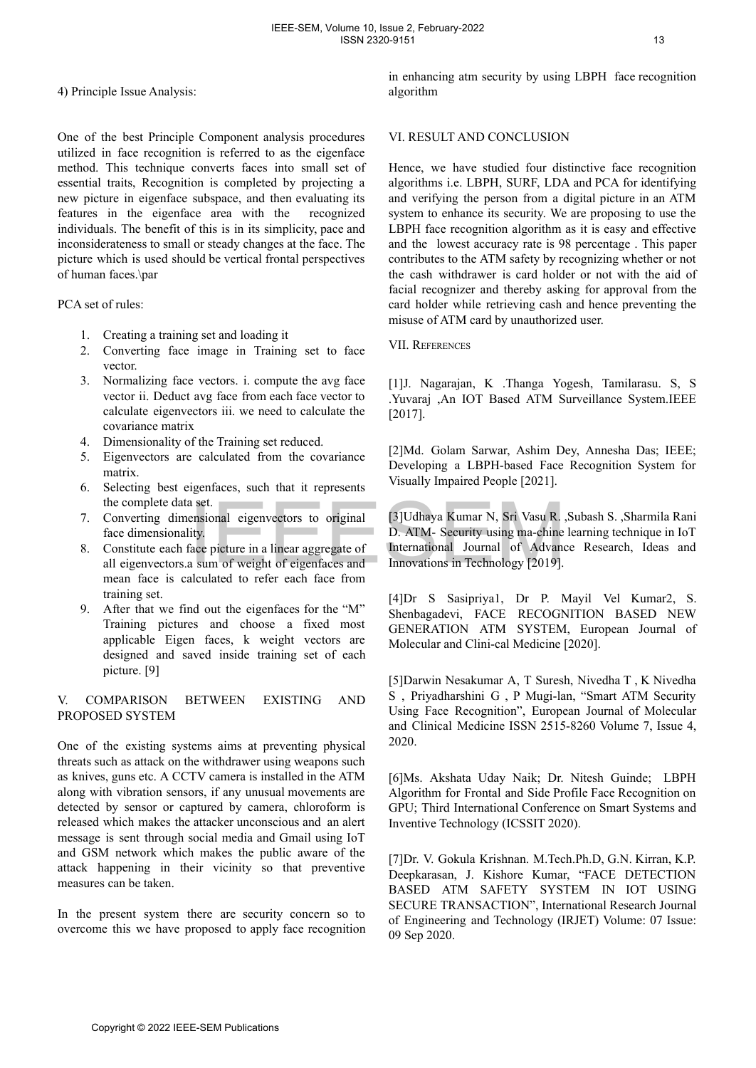4) Principle Issue Analysis:

One of the best Principle Component analysis procedures utilized in face recognition is referred to as the eigenface method. This technique converts faces into small set of essential traits, Recognition is completed by projecting a new picture in eigenface subspace, and then evaluating its features in the eigenface area with the recognized individuals. The benefit of this is in its simplicity, pace and inconsiderateness to small or steady changes at the face. The picture which is used should be vertical frontal perspectives of human faces.\par

PCA set of rules:

1. Creating a training set and loading it
2. Converting face image in Training set to face vector.
3. Normalizing face vectors. i. compute the avg face vector ii. Deduct avg face from each face vector to calculate eigenvectors iii. we need to calculate the covariance matrix
4. Dimensionality of the Training set reduced.
5. Eigenvectors are calculated from the covariance matrix.
6. Selecting best eigenfaces, such that it represents the complete data set.
7. Converting dimensional eigenvectors to original face dimensionality.
8. Constitute each face picture in a linear aggregate of all eigenvectors.a sum of weight of eigenfaces and mean face is calculated to refer each face from training set.
9. After that we find out the eigenfaces for the "M" Training pictures and choose a fixed most applicable Eigen faces, k weight vectors are designed and saved inside training set of each picture. [9]

## V. COMPARISON BETWEEN EXISTING AND PROPOSED SYSTEM

One of the existing systems aims at preventing physical threats such as attack on the withdrawer using weapons such as knives, guns etc. A CCTV camera is installed in the ATM along with vibration sensors, if any unusual movements are detected by sensor or captured by camera, chloroform is released which makes the attacker unconscious and an alert message is sent through social media and Gmail using IoT and GSM network which makes the public aware of the attack happening in their vicinity so that preventive measures can be taken.

In the present system there are security concern so to overcome this we have proposed to apply face recognition in enhancing atm security by using LBPH face recognition algorithm

## VI. RESULT AND CONCLUSION

Hence, we have studied four distinctive face recognition algorithms i.e. LBPH, SURF, LDA and PCA for identifying and verifying the person from a digital picture in an ATM system to enhance its security. We are proposing to use the LBPH face recognition algorithm as it is easy and effective and the lowest accuracy rate is 98 percentage . This paper contributes to the ATM safety by recognizing whether or not the cash withdrawer is card holder or not with the aid of facial recognizer and thereby asking for approval from the card holder while retrieving cash and hence preventing the misuse of ATM card by unauthorized user.

## VII. References

[1]J. Nagarajan, K .Thanga Yogesh, Tamilarasu. S, S .Yuvaraj ,An IOT Based ATM Surveillance System.IEEE [2017].

[2]Md. Golam Sarwar, Ashim Dey, Annesha Das; IEEE; Developing a LBPH-based Face Recognition System for Visually Impaired People [2021].

[3]Udhaya Kumar N, Sri Vasu R. ,Subash S. ,Sharmila Rani D. ATM- Security using ma-chine learning technique in IoT International Journal of Advance Research, Ideas and Innovations in Technology [2019].

[4]Dr S Sasipriya1, Dr P. Mayil Vel Kumar2, S. Shenbagadevi, FACE RECOGNITION BASED NEW GENERATION ATM SYSTEM, European Journal of Molecular and Clini-cal Medicine [2020].

[5]Darwin Nesakumar A, T Suresh, Nivedha T , K Nivedha S , Priyadharshini G , P Mugi-lan, "Smart ATM Security Using Face Recognition", European Journal of Molecular and Clinical Medicine ISSN 2515-8260 Volume 7, Issue 4, 2020.

[6]Ms. Akshata Uday Naik; Dr. Nitesh Guinde; LBPH Algorithm for Frontal and Side Profile Face Recognition on GPU; Third International Conference on Smart Systems and Inventive Technology (ICSSIT 2020).

[7]Dr. V. Gokula Krishnan. M.Tech.Ph.D, G.N. Kirran, K.P. Deepkarasan, J. Kishore Kumar, "FACE DETECTION BASED ATM SAFETY SYSTEM IN IOT USING SECURE TRANSACTION", International Research Journal of Engineering and Technology (IRJET) Volume: 07 Issue: 09 Sep 2020.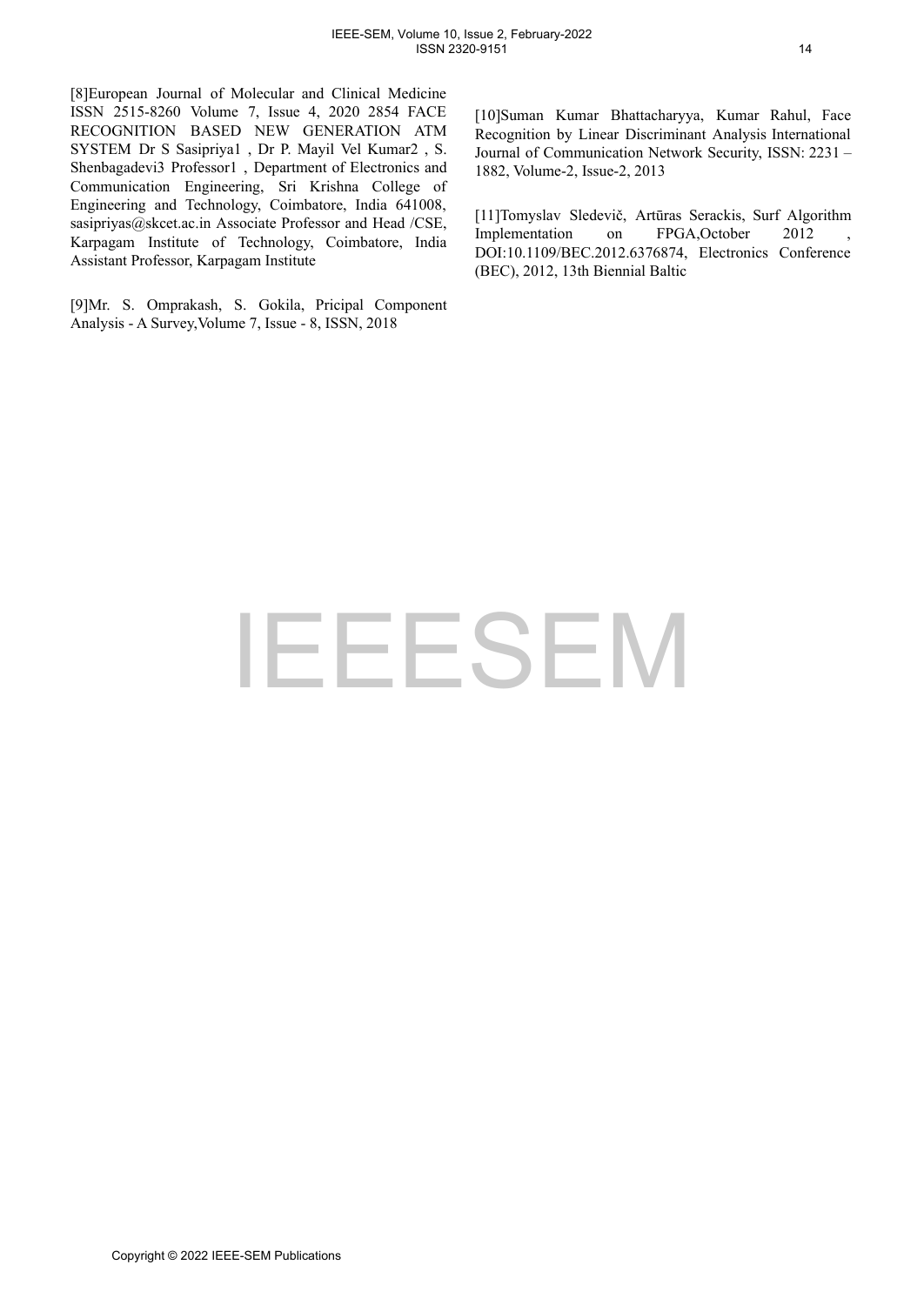[8]European Journal of Molecular and Clinical Medicine ISSN 2515-8260 Volume 7, Issue 4, 2020 2854 FACE RECOGNITION BASED NEW GENERATION ATM SYSTEM Dr S Sasipriya1 , Dr P. Mayil Vel Kumar2 , S. Shenbagadevi3 Professor1 , Department of Electronics and Communication Engineering, Sri Krishna College of Engineering and Technology, Coimbatore, India 641008, sasipriyas@skcet.ac.in Associate Professor and Head /CSE, Karpagam Institute of Technology, Coimbatore, India Assistant Professor, Karpagam Institute

[9]Mr. S. Omprakash, S. Gokila, Pricipal Component Analysis - A Survey,Volume 7, Issue - 8, ISSN, 2018

[10]Suman Kumar Bhattacharyya, Kumar Rahul, Face Recognition by Linear Discriminant Analysis International Journal of Communication Network Security, ISSN: 2231 – 1882, Volume-2, Issue-2, 2013

[11]Tomyslav Sledevič, Artūras Serackis, Surf Algorithm Implementation on FPGA,October 2012 , DOI:10.1109/BEC.2012.6376874, Electronics Conference (BEC), 2012, 13th Biennial Baltic